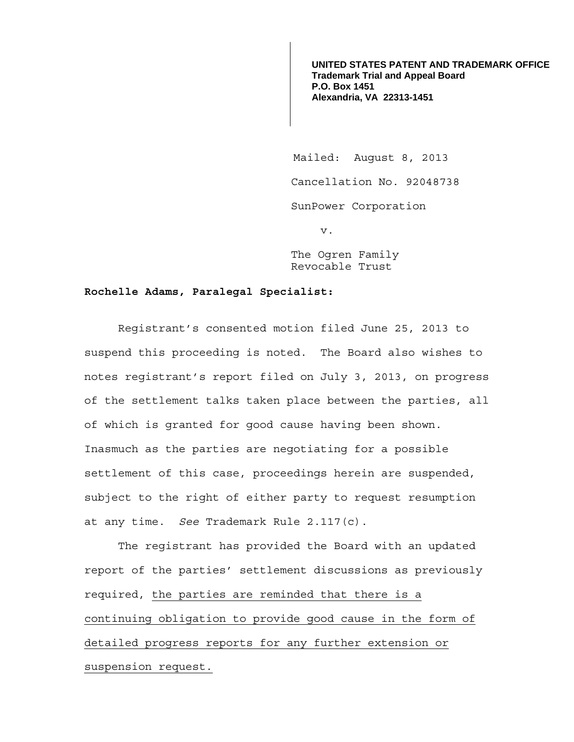**UNITED STATES PATENT AND TRADEMARK OFFICE**
**Trademark Trial and Appeal Board**
**P.O. Box 1451**
**Alexandria, VA 22313-1451**

Mailed: August 8, 2013

Cancellation No. 92048738

SunPower Corporation

v.

The Ogren Family Revocable Trust

**Rochelle Adams, Paralegal Specialist:**

Registrant's consented motion filed June 25, 2013 to suspend this proceeding is noted. The Board also wishes to notes registrant's report filed on July 3, 2013, on progress of the settlement talks taken place between the parties, all of which is granted for good cause having been shown. Inasmuch as the parties are negotiating for a possible settlement of this case, proceedings herein are suspended, subject to the right of either party to request resumption at any time. *See* Trademark Rule 2.117(c).

The registrant has provided the Board with an updated report of the parties' settlement discussions as previously required, <u>the parties are reminded that there is a continuing obligation to provide good cause in the form of detailed progress reports for any further extension or suspension request.</u>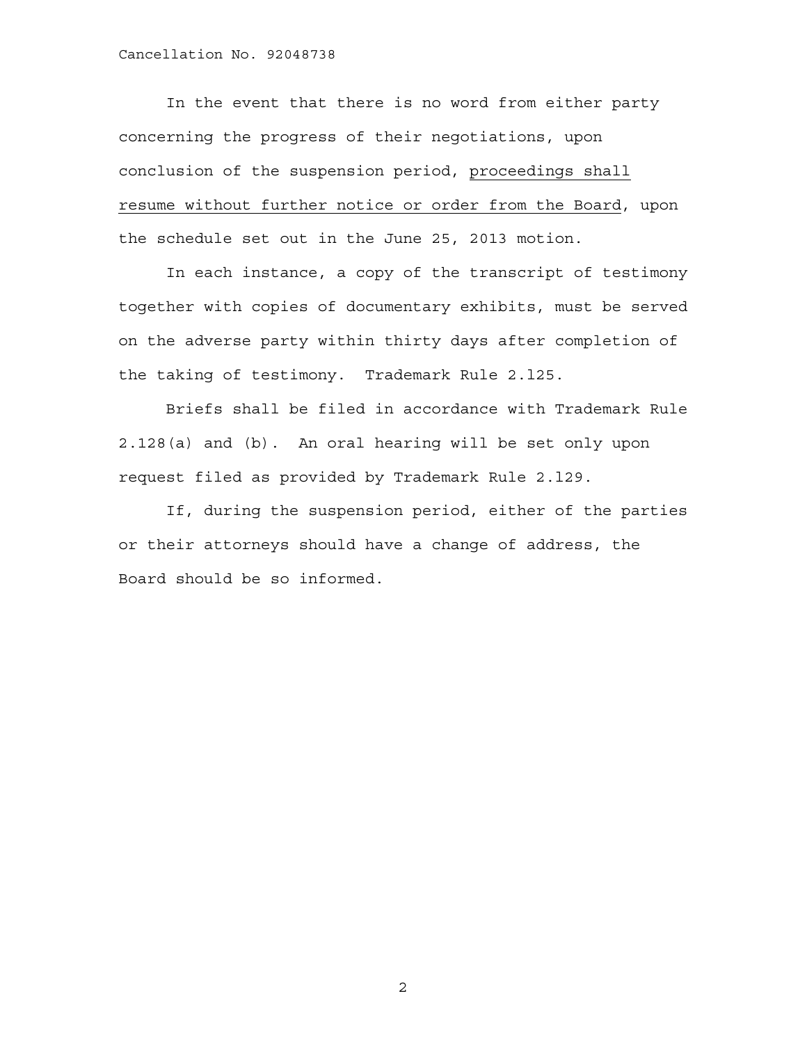In the event that there is no word from either party concerning the progress of their negotiations, upon conclusion of the suspension period, proceedings shall resume without further notice or order from the Board, upon the schedule set out in the June 25, 2013 motion.

In each instance, a copy of the transcript of testimony together with copies of documentary exhibits, must be served on the adverse party within thirty days after completion of the taking of testimony. Trademark Rule 2.125.

Briefs shall be filed in accordance with Trademark Rule 2.128(a) and (b). An oral hearing will be set only upon request filed as provided by Trademark Rule 2.129.

If, during the suspension period, either of the parties or their attorneys should have a change of address, the Board should be so informed.